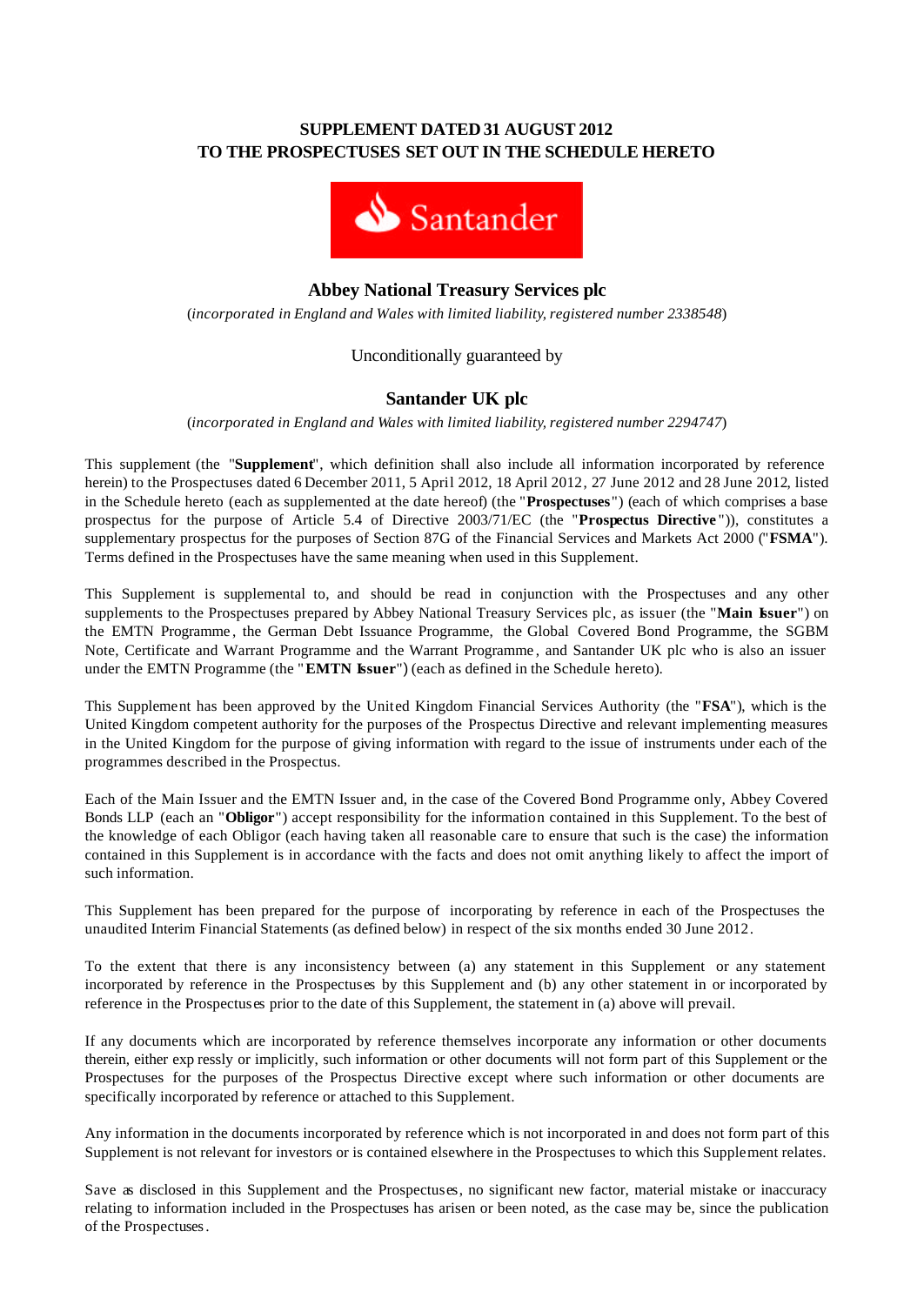**SUPPLEMENT DATED 31 AUGUST 2012**
**TO THE PROSPECTUSES SET OUT IN THE SCHEDULE HERETO**

Santander

## Abbey National Treasury Services plc

(*incorporated in England and Wales with limited liability, registered number 2338548*)

Unconditionally guaranteed by

## Santander UK plc

(*incorporated in England and Wales with limited liability, registered number 2294747*)

This supplement (the "**Supplement**", which definition shall also include all information incorporated by reference herein) to the Prospectuses dated 6 December 2011, 5 April 2012, 18 April 2012, 27 June 2012 and 28 June 2012, listed in the Schedule hereto (each as supplemented at the date hereof) (the "**Prospectuses**") (each of which comprises a base prospectus for the purpose of Article 5.4 of Directive 2003/71/EC (the "**Prospectus Directive**")), constitutes a supplementary prospectus for the purposes of Section 87G of the Financial Services and Markets Act 2000 ("**FSMA**"). Terms defined in the Prospectuses have the same meaning when used in this Supplement.

This Supplement is supplemental to, and should be read in conjunction with the Prospectuses and any other supplements to the Prospectuses prepared by Abbey National Treasury Services plc, as issuer (the "**Main Issuer**") on the EMTN Programme, the German Debt Issuance Programme, the Global Covered Bond Programme, the SGBM Note, Certificate and Warrant Programme and the Warrant Programme, and Santander UK plc who is also an issuer under the EMTN Programme (the "**EMTN Issuer**") (each as defined in the Schedule hereto).

This Supplement has been approved by the United Kingdom Financial Services Authority (the "**FSA**"), which is the United Kingdom competent authority for the purposes of the Prospectus Directive and relevant implementing measures in the United Kingdom for the purpose of giving information with regard to the issue of instruments under each of the programmes described in the Prospectus.

Each of the Main Issuer and the EMTN Issuer and, in the case of the Covered Bond Programme only, Abbey Covered Bonds LLP (each an "**Obligor**") accept responsibility for the information contained in this Supplement. To the best of the knowledge of each Obligor (each having taken all reasonable care to ensure that such is the case) the information contained in this Supplement is in accordance with the facts and does not omit anything likely to affect the import of such information.

This Supplement has been prepared for the purpose of incorporating by reference in each of the Prospectuses the unaudited Interim Financial Statements (as defined below) in respect of the six months ended 30 June 2012.

To the extent that there is any inconsistency between (a) any statement in this Supplement or any statement incorporated by reference in the Prospectuses by this Supplement and (b) any other statement in or incorporated by reference in the Prospectuses prior to the date of this Supplement, the statement in (a) above will prevail.

If any documents which are incorporated by reference themselves incorporate any information or other documents therein, either expressly or implicitly, such information or other documents will not form part of this Supplement or the Prospectuses for the purposes of the Prospectus Directive except where such information or other documents are specifically incorporated by reference or attached to this Supplement.

Any information in the documents incorporated by reference which is not incorporated in and does not form part of this Supplement is not relevant for investors or is contained elsewhere in the Prospectuses to which this Supplement relates.

Save as disclosed in this Supplement and the Prospectuses, no significant new factor, material mistake or inaccuracy relating to information included in the Prospectuses has arisen or been noted, as the case may be, since the publication of the Prospectuses.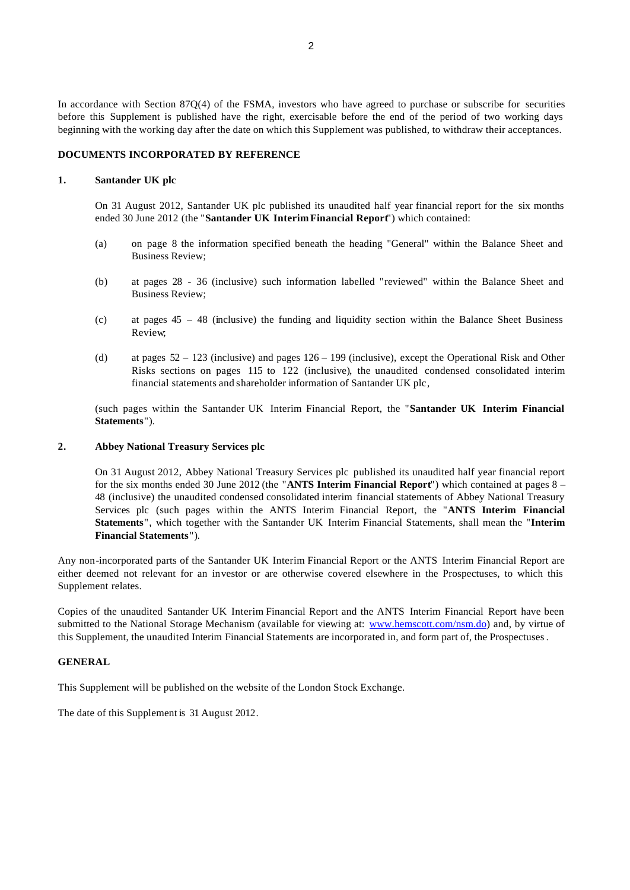In accordance with Section 87Q(4) of the FSMA, investors who have agreed to purchase or subscribe for securities before this Supplement is published have the right, exercisable before the end of the period of two working days beginning with the working day after the date on which this Supplement was published, to withdraw their acceptances.

## DOCUMENTS INCORPORATED BY REFERENCE

### 1. Santander UK plc

On 31 August 2012, Santander UK plc published its unaudited half year financial report for the six months ended 30 June 2012 (the "**Santander UK Interim Financial Report**") which contained:

(a) on page 8 the information specified beneath the heading "General" within the Balance Sheet and Business Review;

(b) at pages 28 - 36 (inclusive) such information labelled "reviewed" within the Balance Sheet and Business Review;

(c) at pages 45 – 48 (inclusive) the funding and liquidity section within the Balance Sheet Business Review;

(d) at pages 52 – 123 (inclusive) and pages 126 – 199 (inclusive), except the Operational Risk and Other Risks sections on pages 115 to 122 (inclusive), the unaudited condensed consolidated interim financial statements and shareholder information of Santander UK plc,

(such pages within the Santander UK Interim Financial Report, the "**Santander UK Interim Financial Statements**").

### 2. Abbey National Treasury Services plc

On 31 August 2012, Abbey National Treasury Services plc published its unaudited half year financial report for the six months ended 30 June 2012 (the "**ANTS Interim Financial Report**") which contained at pages 8 – 48 (inclusive) the unaudited condensed consolidated interim financial statements of Abbey National Treasury Services plc (such pages within the ANTS Interim Financial Report, the "**ANTS Interim Financial Statements**", which together with the Santander UK Interim Financial Statements, shall mean the "**Interim Financial Statements**").

Any non-incorporated parts of the Santander UK Interim Financial Report or the ANTS Interim Financial Report are either deemed not relevant for an investor or are otherwise covered elsewhere in the Prospectuses, to which this Supplement relates.

Copies of the unaudited Santander UK Interim Financial Report and the ANTS Interim Financial Report have been submitted to the National Storage Mechanism (available for viewing at: www.hemscott.com/nsm.do) and, by virtue of this Supplement, the unaudited Interim Financial Statements are incorporated in, and form part of, the Prospectuses.

## GENERAL

This Supplement will be published on the website of the London Stock Exchange.

The date of this Supplement is 31 August 2012.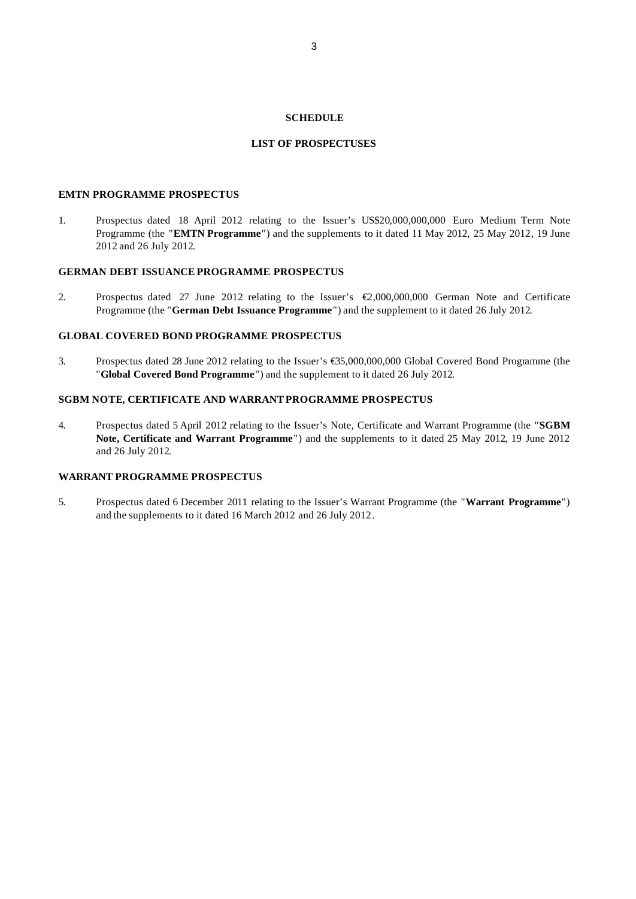## SCHEDULE

## LIST OF PROSPECTUSES

### EMTN PROGRAMME PROSPECTUS

1. Prospectus dated 18 April 2012 relating to the Issuer's US$20,000,000,000 Euro Medium Term Note Programme (the "**EMTN Programme**") and the supplements to it dated 11 May 2012, 25 May 2012, 19 June 2012 and 26 July 2012.

### GERMAN DEBT ISSUANCE PROGRAMME PROSPECTUS

2. Prospectus dated 27 June 2012 relating to the Issuer's €2,000,000,000 German Note and Certificate Programme (the "**German Debt Issuance Programme**") and the supplement to it dated 26 July 2012.

### GLOBAL COVERED BOND PROGRAMME PROSPECTUS

3. Prospectus dated 28 June 2012 relating to the Issuer's €35,000,000,000 Global Covered Bond Programme (the "**Global Covered Bond Programme**") and the supplement to it dated 26 July 2012.

### SGBM NOTE, CERTIFICATE AND WARRANT PROGRAMME PROSPECTUS

4. Prospectus dated 5 April 2012 relating to the Issuer's Note, Certificate and Warrant Programme (the "**SGBM Note, Certificate and Warrant Programme**") and the supplements to it dated 25 May 2012, 19 June 2012 and 26 July 2012.

### WARRANT PROGRAMME PROSPECTUS

5. Prospectus dated 6 December 2011 relating to the Issuer's Warrant Programme (the "**Warrant Programme**") and the supplements to it dated 16 March 2012 and 26 July 2012.